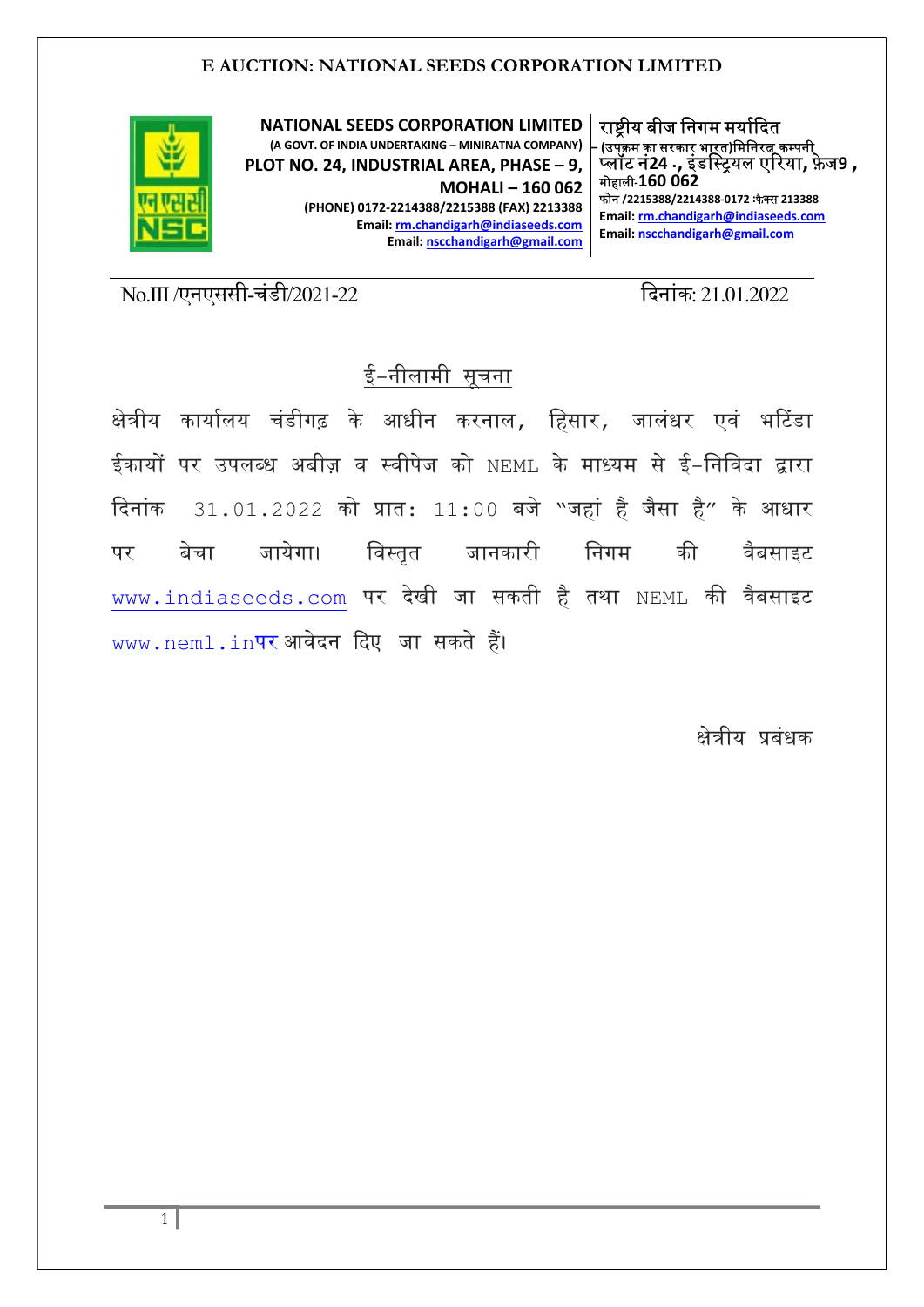# E AUCTION: NATIONAL SEEDS CORPORATION LIMITED

**NATIONAL SEEDS CORPORATION LIMITED**
**(A GOVT. OF INDIA UNDERTAKING – MINIRATNA COMPANY)**
**PLOT NO. 24, INDUSTRIAL AREA, PHASE – 9,**
**MOHALI – 160 062**
**(PHONE) 0172-2214388/2215388 (FAX) 2213388**
**Email:** rm.chandigarh@indiaseeds.com
**Email:** nscchandigarh@gmail.com

**राष्ट्रीय बीज निगम मर्यादित**
**(उपक्रम का सरकार भारत)मिनिरत्न कम्पनी**
**प्लॉट नं24 ., इंडस्ट्रियल एरिया, फ़ेज9 ,**
**मोहाली-160 062**
**फोन /2215388/2214388-0172 :फैक्स 213388**
**Email:** rm.chandigarh@indiaseeds.com
**Email:** nscchandigarh@gmail.com

No.III /एनएससी-चंडी/2021-22

दिनांक: 21.01.2022

## ई-नीलामी सूचना

क्षेत्रीय कार्यालय चंडीगढ़ के आधीन करनाल, हिसार, जालंधर एवं भटिंडा ईकायों पर उपलब्ध अबीज़ व स्वीपेज को NEML के माध्यम से ई-निविदा द्वारा दिनांक 31.01.2022 को प्रात: 11:00 बजे "जहां है जैसा है" के आधार पर बेचा जायेगा। विस्तृत जानकारी निगम की वैबसाइट www.indiaseeds.com पर देखी जा सकती है तथा NEML की वैबसाइट www.neml.inपर आवेदन दिए जा सकते हैं।

क्षेत्रीय प्रबंधक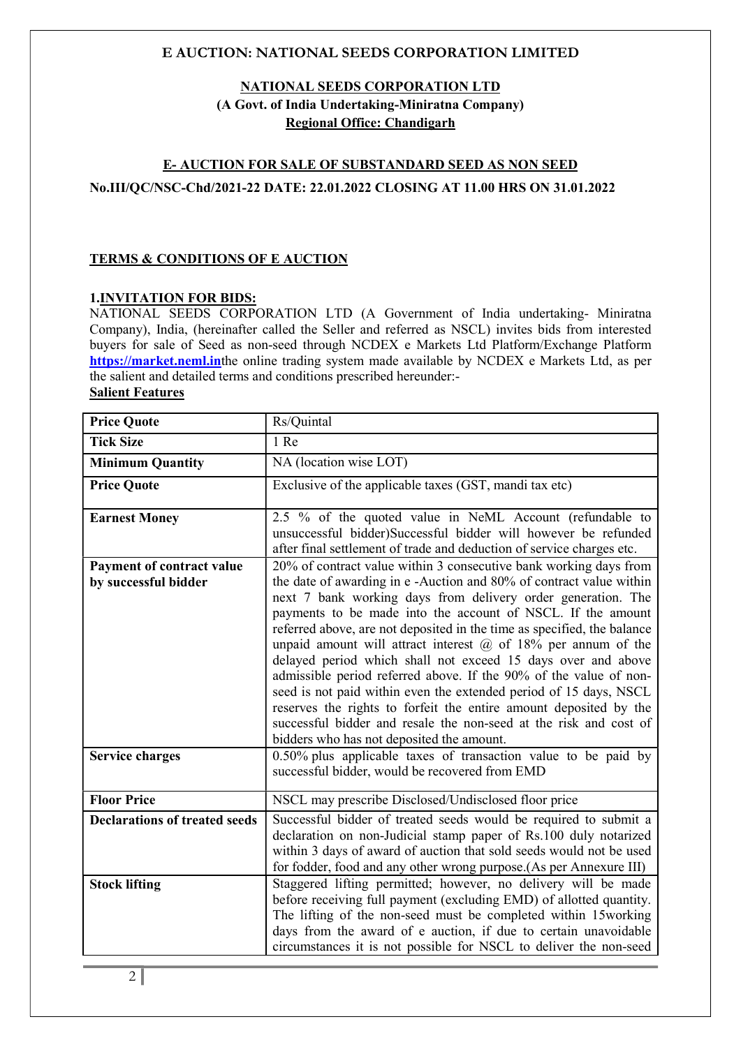## E AUCTION: NATIONAL SEEDS CORPORATION LIMITED

**NATIONAL SEEDS CORPORATION LTD**
**(A Govt. of India Undertaking-Miniratna Company)**
**Regional Office: Chandigarh**

**E- AUCTION FOR SALE OF SUBSTANDARD SEED AS NON SEED**

**No.III/QC/NSC-Chd/2021-22 DATE: 22.01.2022 CLOSING AT 11.00 HRS ON 31.01.2022**

### TERMS & CONDITIONS OF E AUCTION

**1.INVITATION FOR BIDS:**

NATIONAL SEEDS CORPORATION LTD (A Government of India undertaking- Miniratna Company), India, (hereinafter called the Seller and referred as NSCL) invites bids from interested buyers for sale of Seed as non-seed through NCDEX e Markets Ltd Platform/Exchange Platform **https://market.neml.in**the online trading system made available by NCDEX e Markets Ltd, as per the salient and detailed terms and conditions prescribed hereunder:-

**Salient Features**

| | |
|---|---|
| **Price Quote** | Rs/Quintal |
| **Tick Size** | 1 Re |
| **Minimum Quantity** | NA (location wise LOT) |
| **Price Quote** | Exclusive of the applicable taxes (GST, mandi tax etc) |
| **Earnest Money** | 2.5 % of the quoted value in NeML Account (refundable to unsuccessful bidder)Successful bidder will however be refunded after final settlement of trade and deduction of service charges etc. |
| **Payment of contract value by successful bidder** | 20% of contract value within 3 consecutive bank working days from the date of awarding in e -Auction and 80% of contract value within next 7 bank working days from delivery order generation. The payments to be made into the account of NSCL. If the amount referred above, are not deposited in the time as specified, the balance unpaid amount will attract interest @ of 18% per annum of the delayed period which shall not exceed 15 days over and above admissible period referred above. If the 90% of the value of non-seed is not paid within even the extended period of 15 days, NSCL reserves the rights to forfeit the entire amount deposited by the successful bidder and resale the non-seed at the risk and cost of bidders who has not deposited the amount. |
| **Service charges** | 0.50% plus applicable taxes of transaction value to be paid by successful bidder, would be recovered from EMD |
| **Floor Price** | NSCL may prescribe Disclosed/Undisclosed floor price |
| **Declarations of treated seeds** | Successful bidder of treated seeds would be required to submit a declaration on non-Judicial stamp paper of Rs.100 duly notarized within 3 days of award of auction that sold seeds would not be used for fodder, food and any other wrong purpose.(As per Annexure III) |
| **Stock lifting** | Staggered lifting permitted; however, no delivery will be made before receiving full payment (excluding EMD) of allotted quantity. The lifting of the non-seed must be completed within 15working days from the award of e auction, if due to certain unavoidable circumstances it is not possible for NSCL to deliver the non-seed |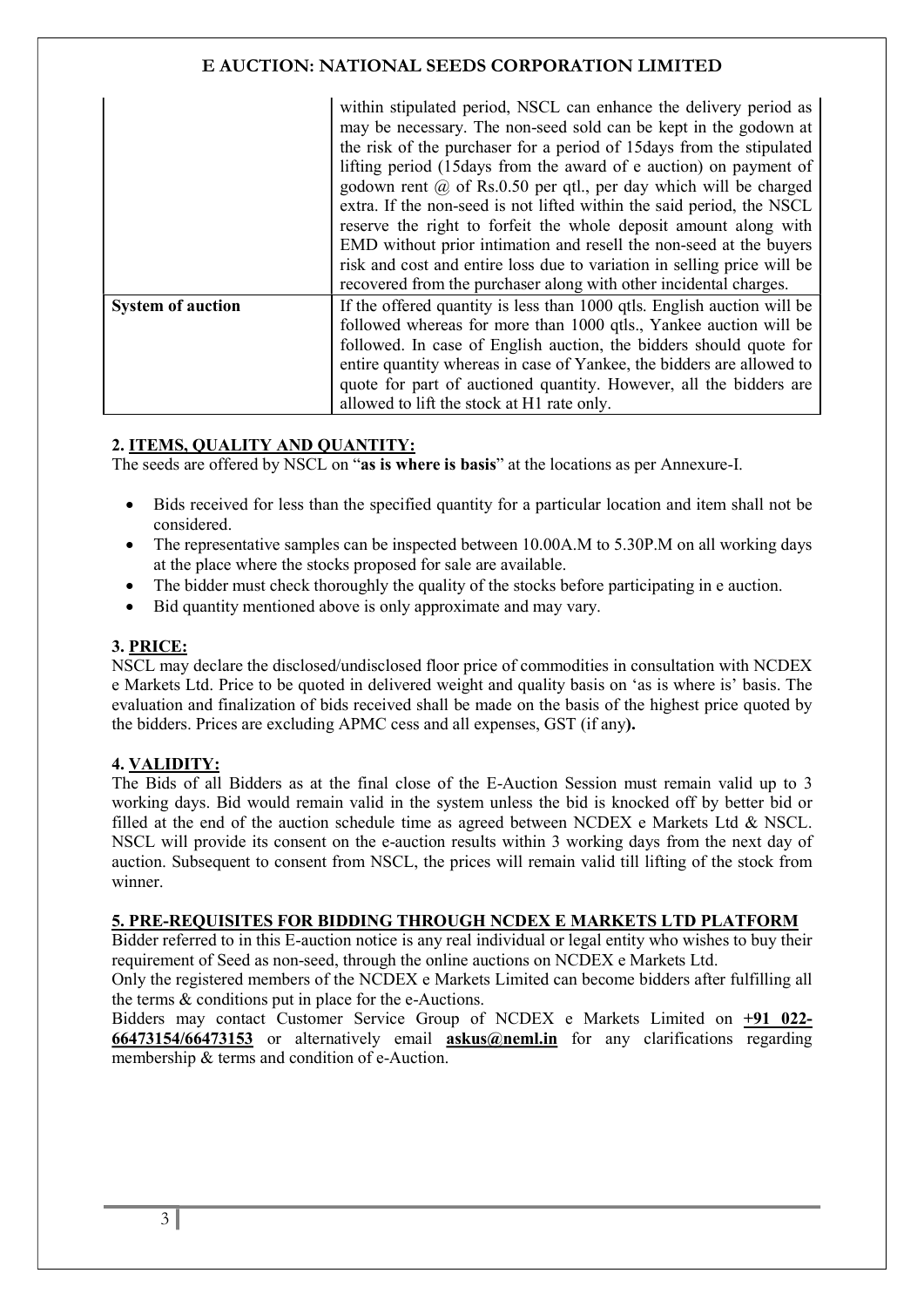| | |
|---|---|
| | within stipulated period, NSCL can enhance the delivery period as may be necessary. The non-seed sold can be kept in the godown at the risk of the purchaser for a period of 15days from the stipulated lifting period (15days from the award of e auction) on payment of godown rent @ of Rs.0.50 per qtl., per day which will be charged extra. If the non-seed is not lifted within the said period, the NSCL reserve the right to forfeit the whole deposit amount along with EMD without prior intimation and resell the non-seed at the buyers risk and cost and entire loss due to variation in selling price will be recovered from the purchaser along with other incidental charges. |
| **System of auction** | If the offered quantity is less than 1000 qtls. English auction will be followed whereas for more than 1000 qtls., Yankee auction will be followed. In case of English auction, the bidders should quote for entire quantity whereas in case of Yankee, the bidders are allowed to quote for part of auctioned quantity. However, all the bidders are allowed to lift the stock at H1 rate only. |

**2. ITEMS, QUALITY AND QUANTITY:**

The seeds are offered by NSCL on "**as is where is basis**" at the locations as per Annexure-I.

- Bids received for less than the specified quantity for a particular location and item shall not be considered.
- The representative samples can be inspected between 10.00A.M to 5.30P.M on all working days at the place where the stocks proposed for sale are available.
- The bidder must check thoroughly the quality of the stocks before participating in e auction.
- Bid quantity mentioned above is only approximate and may vary.

**3. PRICE:**

NSCL may declare the disclosed/undisclosed floor price of commodities in consultation with NCDEX e Markets Ltd. Price to be quoted in delivered weight and quality basis on 'as is where is' basis. The evaluation and finalization of bids received shall be made on the basis of the highest price quoted by the bidders. Prices are excluding APMC cess and all expenses, GST (if any**).**

**4. VALIDITY:**

The Bids of all Bidders as at the final close of the E-Auction Session must remain valid up to 3 working days. Bid would remain valid in the system unless the bid is knocked off by better bid or filled at the end of the auction schedule time as agreed between NCDEX e Markets Ltd & NSCL. NSCL will provide its consent on the e-auction results within 3 working days from the next day of auction. Subsequent to consent from NSCL, the prices will remain valid till lifting of the stock from winner.

**5. PRE-REQUISITES FOR BIDDING THROUGH NCDEX E MARKETS LTD PLATFORM**

Bidder referred to in this E-auction notice is any real individual or legal entity who wishes to buy their requirement of Seed as non-seed, through the online auctions on NCDEX e Markets Ltd.

Only the registered members of the NCDEX e Markets Limited can become bidders after fulfilling all the terms & conditions put in place for the e-Auctions.

Bidders may contact Customer Service Group of NCDEX e Markets Limited on **+91 022-66473154/66473153** or alternatively email **askus@neml.in** for any clarifications regarding membership & terms and condition of e-Auction.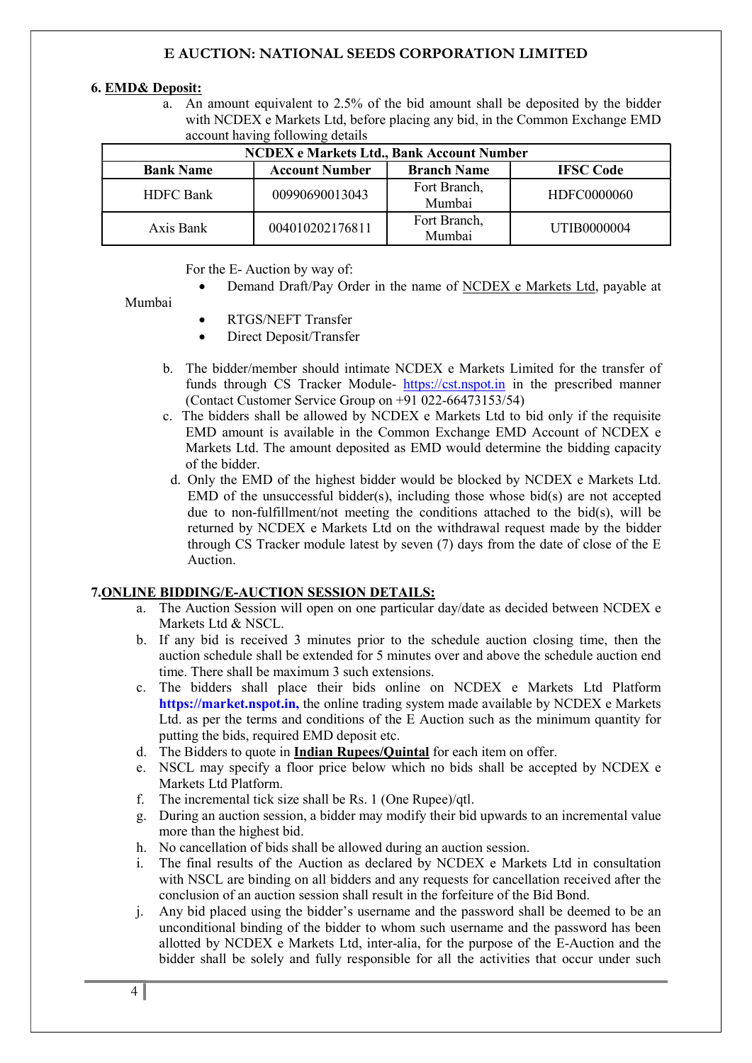## 6. EMD& Deposit:

a. An amount equivalent to 2.5% of the bid amount shall be deposited by the bidder with NCDEX e Markets Ltd, before placing any bid, in the Common Exchange EMD account having following details

| NCDEX e Markets Ltd., Bank Account Number | | | |
|---|---|---|---|
| **Bank Name** | **Account Number** | **Branch Name** | **IFSC Code** |
| HDFC Bank | 00990690013043 | Fort Branch, Mumbai | HDFC0000060 |
| Axis Bank | 004010202176811 | Fort Branch, Mumbai | UTIB0000004 |

For the E- Auction by way of:

- Demand Draft/Pay Order in the name of NCDEX e Markets Ltd, payable at Mumbai
- RTGS/NEFT Transfer
- Direct Deposit/Transfer

b. The bidder/member should intimate NCDEX e Markets Limited for the transfer of funds through CS Tracker Module- https://cst.nspot.in in the prescribed manner (Contact Customer Service Group on +91 022-66473153/54)

c. The bidders shall be allowed by NCDEX e Markets Ltd to bid only if the requisite EMD amount is available in the Common Exchange EMD Account of NCDEX e Markets Ltd. The amount deposited as EMD would determine the bidding capacity of the bidder.

d. Only the EMD of the highest bidder would be blocked by NCDEX e Markets Ltd. EMD of the unsuccessful bidder(s), including those whose bid(s) are not accepted due to non-fulfillment/not meeting the conditions attached to the bid(s), will be returned by NCDEX e Markets Ltd on the withdrawal request made by the bidder through CS Tracker module latest by seven (7) days from the date of close of the E Auction.

## 7.ONLINE BIDDING/E-AUCTION SESSION DETAILS:

a. The Auction Session will open on one particular day/date as decided between NCDEX e Markets Ltd & NSCL.

b. If any bid is received 3 minutes prior to the schedule auction closing time, then the auction schedule shall be extended for 5 minutes over and above the schedule auction end time. There shall be maximum 3 such extensions.

c. The bidders shall place their bids online on NCDEX e Markets Ltd Platform **https://market.nspot.in,** the online trading system made available by NCDEX e Markets Ltd. as per the terms and conditions of the E Auction such as the minimum quantity for putting the bids, required EMD deposit etc.

d. The Bidders to quote in **Indian Rupees/Quintal** for each item on offer.

e. NSCL may specify a floor price below which no bids shall be accepted by NCDEX e Markets Ltd Platform.

f. The incremental tick size shall be Rs. 1 (One Rupee)/qtl.

g. During an auction session, a bidder may modify their bid upwards to an incremental value more than the highest bid.

h. No cancellation of bids shall be allowed during an auction session.

i. The final results of the Auction as declared by NCDEX e Markets Ltd in consultation with NSCL are binding on all bidders and any requests for cancellation received after the conclusion of an auction session shall result in the forfeiture of the Bid Bond.

j. Any bid placed using the bidder's username and the password shall be deemed to be an unconditional binding of the bidder to whom such username and the password has been allotted by NCDEX e Markets Ltd, inter-alia, for the purpose of the E-Auction and the bidder shall be solely and fully responsible for all the activities that occur under such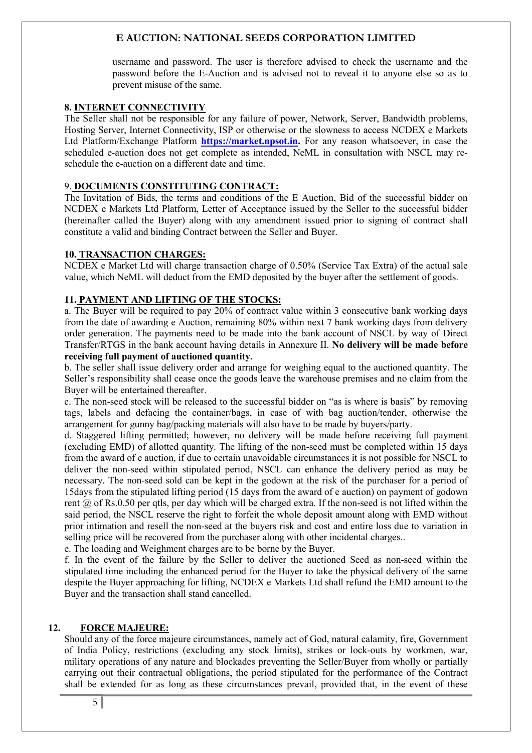username and password. The user is therefore advised to check the username and the password before the E-Auction and is advised not to reveal it to anyone else so as to prevent misuse of the same.

**8. INTERNET CONNECTIVITY**

The Seller shall not be responsible for any failure of power, Network, Server, Bandwidth problems, Hosting Server, Internet Connectivity, ISP or otherwise or the slowness to access NCDEX e Markets Ltd Platform/Exchange Platform **https://market.npsot.in.** For any reason whatsoever, in case the scheduled e-auction does not get complete as intended, NeML in consultation with NSCL may re-schedule the e-auction on a different date and time.

9. **DOCUMENTS CONSTITUTING CONTRACT:**

The Invitation of Bids, the terms and conditions of the E Auction, Bid of the successful bidder on NCDEX e Markets Ltd Platform, Letter of Acceptance issued by the Seller to the successful bidder (hereinafter called the Buyer) along with any amendment issued prior to signing of contract shall constitute a valid and binding Contract between the Seller and Buyer.

**10. TRANSACTION CHARGES:**

NCDEX e Market Ltd will charge transaction charge of 0.50% (Service Tax Extra) of the actual sale value, which NeML will deduct from the EMD deposited by the buyer after the settlement of goods.

**11. PAYMENT AND LIFTING OF THE STOCKS:**

a. The Buyer will be required to pay 20% of contract value within 3 consecutive bank working days from the date of awarding e Auction, remaining 80% within next 7 bank working days from delivery order generation. The payments need to be made into the bank account of NSCL by way of Direct Transfer/RTGS in the bank account having details in Annexure II. **No delivery will be made before receiving full payment of auctioned quantity.**

b. The seller shall issue delivery order and arrange for weighing equal to the auctioned quantity. The Seller's responsibility shall cease once the goods leave the warehouse premises and no claim from the Buyer will be entertained thereafter.

c. The non-seed stock will be released to the successful bidder on "as is where is basis" by removing tags, labels and defacing the container/bags, in case of with bag auction/tender, otherwise the arrangement for gunny bag/packing materials will also have to be made by buyers/party.

d. Staggered lifting permitted; however, no delivery will be made before receiving full payment (excluding EMD) of allotted quantity. The lifting of the non-seed must be completed within 15 days from the award of e auction, if due to certain unavoidable circumstances it is not possible for NSCL to deliver the non-seed within stipulated period, NSCL can enhance the delivery period as may be necessary. The non-seed sold can be kept in the godown at the risk of the purchaser for a period of 15days from the stipulated lifting period (15 days from the award of e auction) on payment of godown rent @ of Rs.0.50 per qtls, per day which will be charged extra. If the non-seed is not lifted within the said period, the NSCL reserve the right to forfeit the whole deposit amount along with EMD without prior intimation and resell the non-seed at the buyers risk and cost and entire loss due to variation in selling price will be recovered from the purchaser along with other incidental charges..

e. The loading and Weighment charges are to be borne by the Buyer.

f. In the event of the failure by the Seller to deliver the auctioned Seed as non-seed within the stipulated time including the enhanced period for the Buyer to take the physical delivery of the same despite the Buyer approaching for lifting, NCDEX e Markets Ltd shall refund the EMD amount to the Buyer and the transaction shall stand cancelled.

**12. FORCE MAJEURE:**

Should any of the force majeure circumstances, namely act of God, natural calamity, fire, Government of India Policy, restrictions (excluding any stock limits), strikes or lock-outs by workmen, war, military operations of any nature and blockades preventing the Seller/Buyer from wholly or partially carrying out their contractual obligations, the period stipulated for the performance of the Contract shall be extended for as long as these circumstances prevail, provided that, in the event of these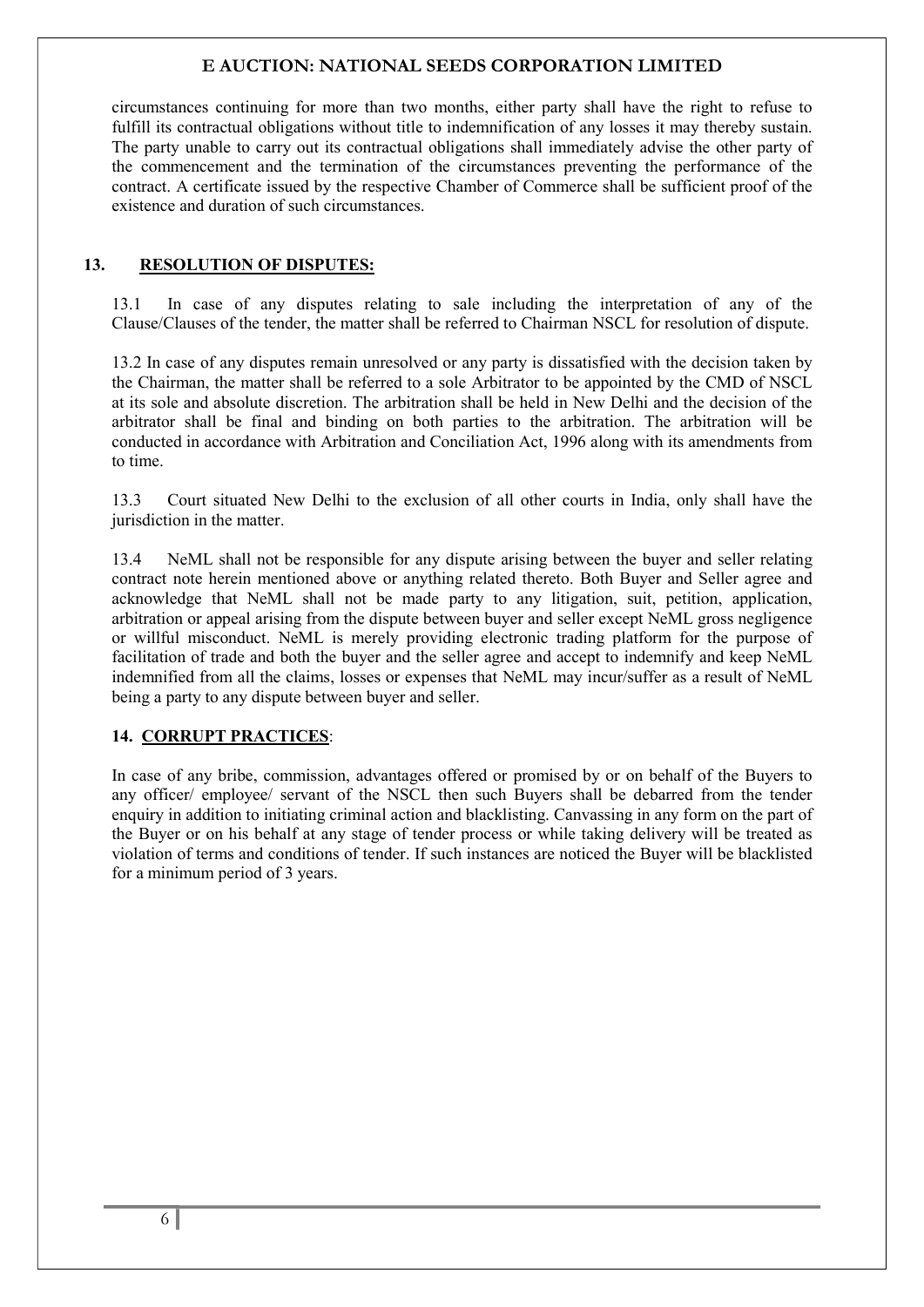circumstances continuing for more than two months, either party shall have the right to refuse to fulfill its contractual obligations without title to indemnification of any losses it may thereby sustain. The party unable to carry out its contractual obligations shall immediately advise the other party of the commencement and the termination of the circumstances preventing the performance of the contract. A certificate issued by the respective Chamber of Commerce shall be sufficient proof of the existence and duration of such circumstances.

## 13. RESOLUTION OF DISPUTES:

13.1 In case of any disputes relating to sale including the interpretation of any of the Clause/Clauses of the tender, the matter shall be referred to Chairman NSCL for resolution of dispute.

13.2 In case of any disputes remain unresolved or any party is dissatisfied with the decision taken by the Chairman, the matter shall be referred to a sole Arbitrator to be appointed by the CMD of NSCL at its sole and absolute discretion. The arbitration shall be held in New Delhi and the decision of the arbitrator shall be final and binding on both parties to the arbitration. The arbitration will be conducted in accordance with Arbitration and Conciliation Act, 1996 along with its amendments from to time.

13.3 Court situated New Delhi to the exclusion of all other courts in India, only shall have the jurisdiction in the matter.

13.4 NeML shall not be responsible for any dispute arising between the buyer and seller relating contract note herein mentioned above or anything related thereto. Both Buyer and Seller agree and acknowledge that NeML shall not be made party to any litigation, suit, petition, application, arbitration or appeal arising from the dispute between buyer and seller except NeML gross negligence or willful misconduct. NeML is merely providing electronic trading platform for the purpose of facilitation of trade and both the buyer and the seller agree and accept to indemnify and keep NeML indemnified from all the claims, losses or expenses that NeML may incur/suffer as a result of NeML being a party to any dispute between buyer and seller.

## 14. CORRUPT PRACTICES:

In case of any bribe, commission, advantages offered or promised by or on behalf of the Buyers to any officer/ employee/ servant of the NSCL then such Buyers shall be debarred from the tender enquiry in addition to initiating criminal action and blacklisting. Canvassing in any form on the part of the Buyer or on his behalf at any stage of tender process or while taking delivery will be treated as violation of terms and conditions of tender. If such instances are noticed the Buyer will be blacklisted for a minimum period of 3 years.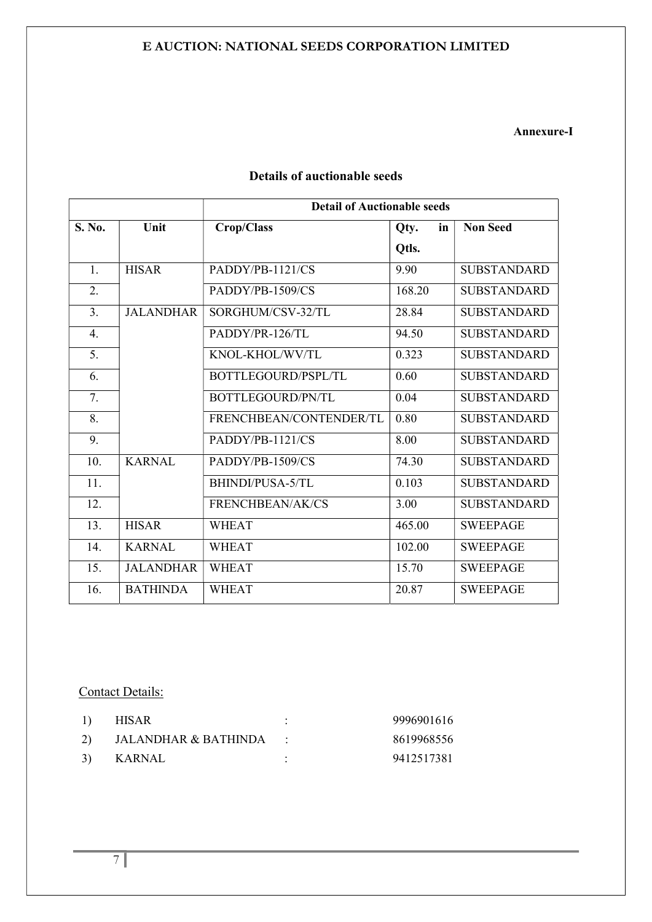**E AUCTION: NATIONAL SEEDS CORPORATION LIMITED**

**Annexure-I**

## Details of auctionable seeds

| | | **Detail of Auctionable seeds** | | |
|---|---|---|---|---|
| **S. No.** | **Unit** | **Crop/Class** | **Qty. in Qtls.** | **Non Seed** |
| 1. | HISAR | PADDY/PB-1121/CS | 9.90 | SUBSTANDARD |
| 2. | | PADDY/PB-1509/CS | 168.20 | SUBSTANDARD |
| 3. | JALANDHAR | SORGHUM/CSV-32/TL | 28.84 | SUBSTANDARD |
| 4. | | PADDY/PR-126/TL | 94.50 | SUBSTANDARD |
| 5. | | KNOL-KHOL/WV/TL | 0.323 | SUBSTANDARD |
| 6. | | BOTTLEGOURD/PSPL/TL | 0.60 | SUBSTANDARD |
| 7. | | BOTTLEGOURD/PN/TL | 0.04 | SUBSTANDARD |
| 8. | | FRENCHBEAN/CONTENDER/TL | 0.80 | SUBSTANDARD |
| 9. | | PADDY/PB-1121/CS | 8.00 | SUBSTANDARD |
| 10. | KARNAL | PADDY/PB-1509/CS | 74.30 | SUBSTANDARD |
| 11. | | BHINDI/PUSA-5/TL | 0.103 | SUBSTANDARD |
| 12. | | FRENCHBEAN/AK/CS | 3.00 | SUBSTANDARD |
| 13. | HISAR | WHEAT | 465.00 | SWEEPAGE |
| 14. | KARNAL | WHEAT | 102.00 | SWEEPAGE |
| 15. | JALANDHAR | WHEAT | 15.70 | SWEEPAGE |
| 16. | BATHINDA | WHEAT | 20.87 | SWEEPAGE |

Contact Details:

1) HISAR : 9996901616
2) JALANDHAR & BATHINDA : 8619968556
3) KARNAL : 9412517381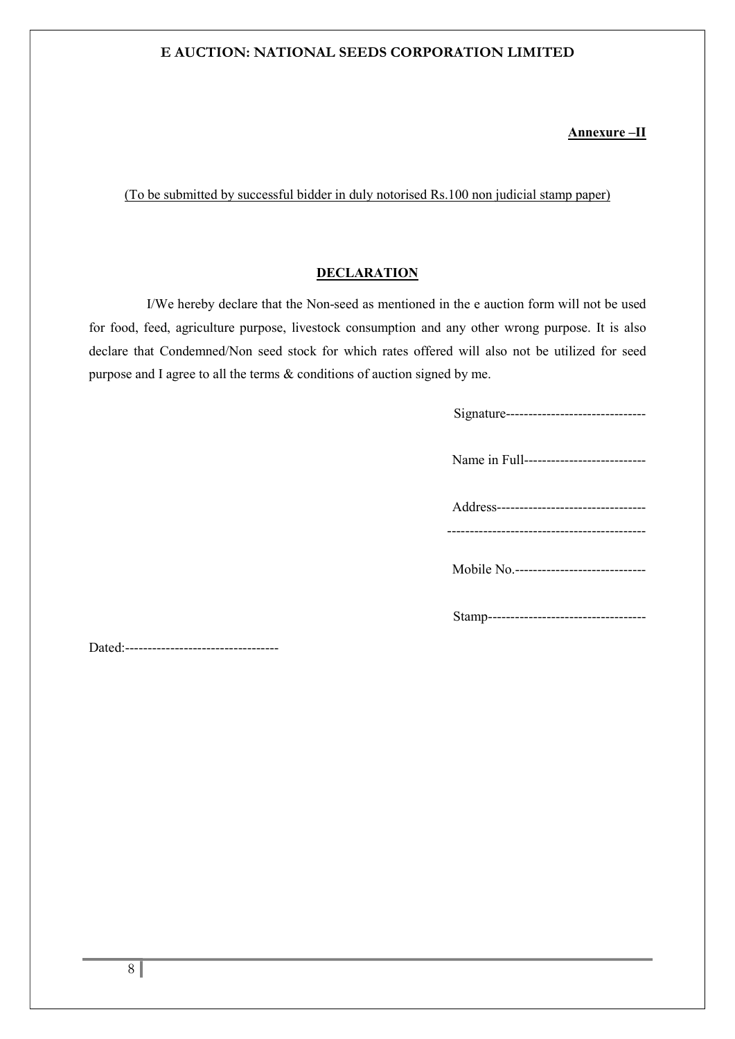**Annexure –II**

(To be submitted by successful bidder in duly notorised Rs.100 non judicial stamp paper)

**DECLARATION**

I/We hereby declare that the Non-seed as mentioned in the e auction form will not be used for food, feed, agriculture purpose, livestock consumption and any other wrong purpose. It is also declare that Condemned/Non seed stock for which rates offered will also not be utilized for seed purpose and I agree to all the terms & conditions of auction signed by me.

Signature-------------------------------

Name in Full---------------------------

Address---------------------------------
-------------------------------------------

Mobile No.-----------------------------

Stamp-----------------------------------

Dated:----------------------------------